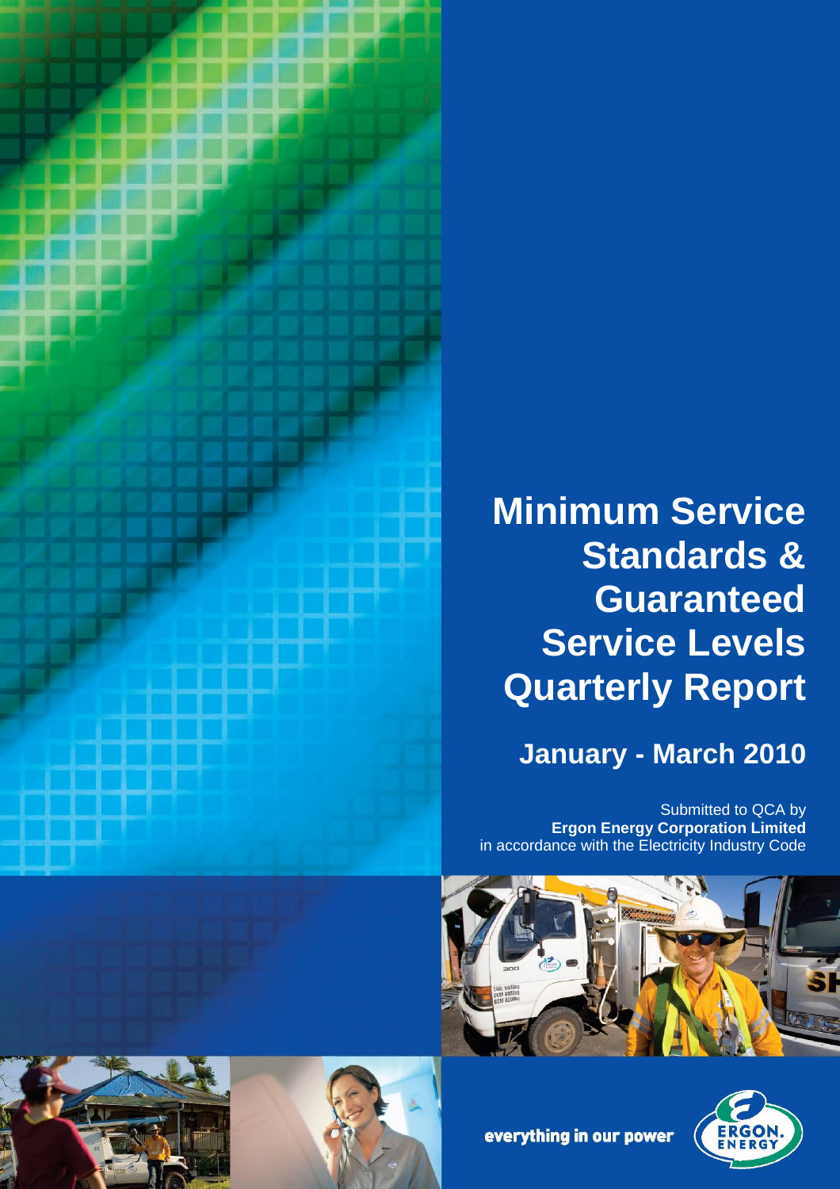# Minimum Service Standards & Guaranteed Service Levels Quarterly Report

## January - March 2010

Submitted to QCA by
**Ergon Energy Corporation Limited**
in accordance with the Electricity Industry Code

everything in our power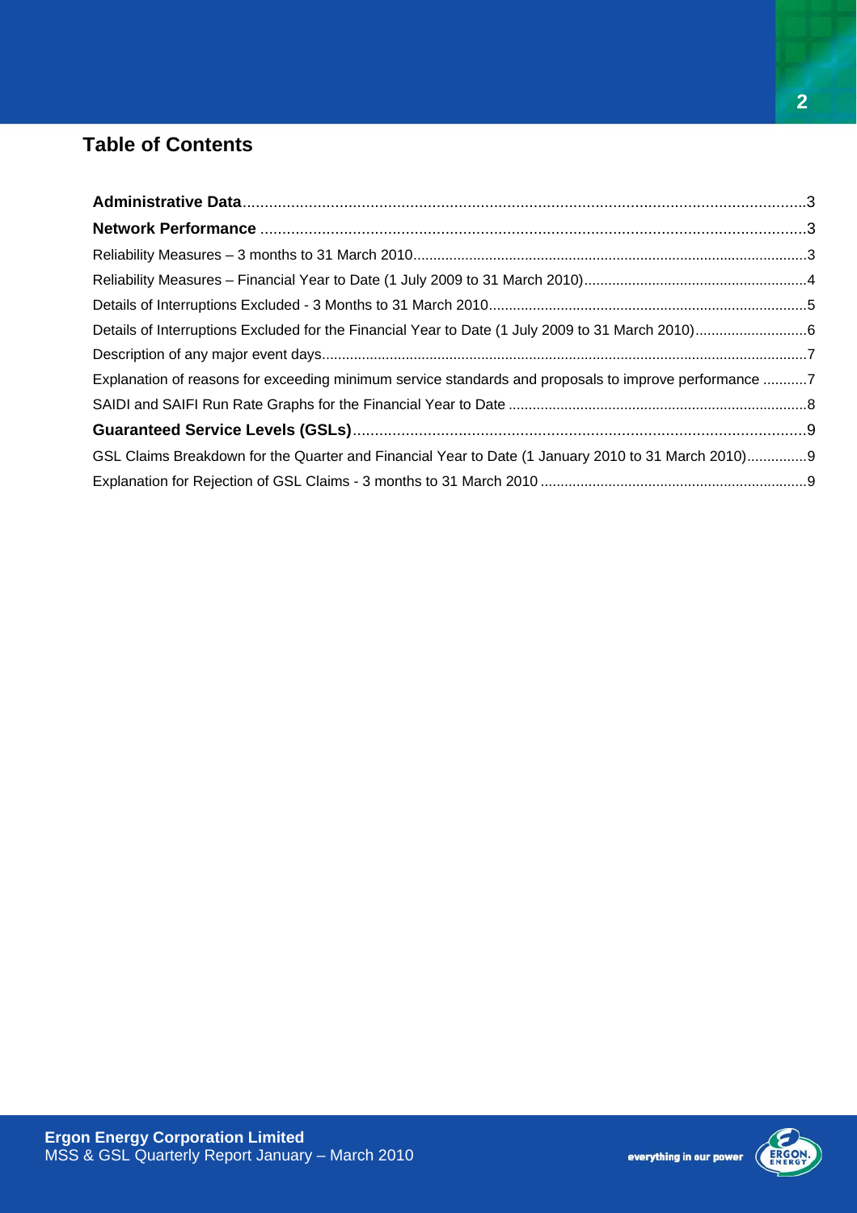## Table of Contents

**Administrative Data**....................................................3

**Network Performance**....................................................3

Reliability Measures – 3 months to 31 March 2010....................................................3

Reliability Measures – Financial Year to Date (1 July 2009 to 31 March 2010)....................................................4

Details of Interruptions Excluded - 3 Months to 31 March 2010....................................................5

Details of Interruptions Excluded for the Financial Year to Date (1 July 2009 to 31 March 2010)....................................................6

Description of any major event days....................................................7

Explanation of reasons for exceeding minimum service standards and proposals to improve performance ....................................................7

SAIDI and SAIFI Run Rate Graphs for the Financial Year to Date ....................................................8

**Guaranteed Service Levels (GSLs)**....................................................9

GSL Claims Breakdown for the Quarter and Financial Year to Date (1 January 2010 to 31 March 2010)....................................................9

Explanation for Rejection of GSL Claims - 3 months to 31 March 2010 ....................................................9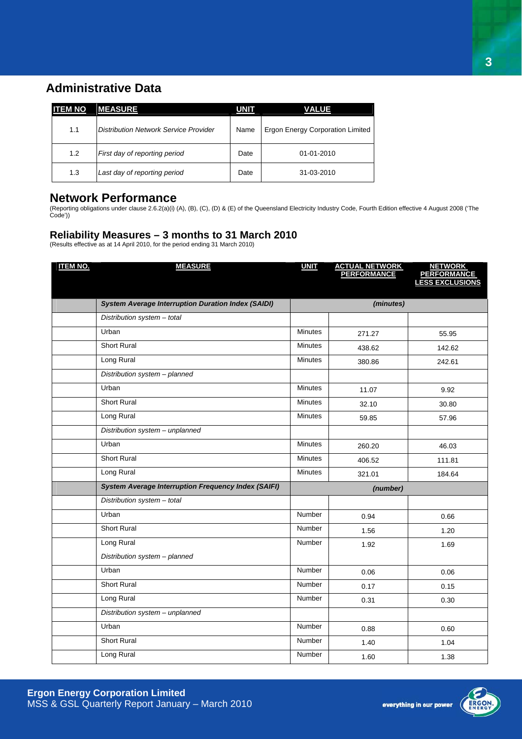## Administrative Data

| ITEM NO | MEASURE | UNIT | VALUE |
|---|---|---|---|
| 1.1 | *Distribution Network Service Provider* | Name | Ergon Energy Corporation Limited |
| 1.2 | *First day of reporting period* | Date | 01-01-2010 |
| 1.3 | *Last day of reporting period* | Date | 31-03-2010 |

## Network Performance

(Reporting obligations under clause 2.6.2(a)(i) (A), (B), (C), (D) & (E) of the Queensland Electricity Industry Code, Fourth Edition effective 4 August 2008 ('The Code'))

### Reliability Measures – 3 months to 31 March 2010

(Results effective as at 14 April 2010, for the period ending 31 March 2010)

| ITEM NO. | MEASURE | UNIT | ACTUAL NETWORK PERFORMANCE | NETWORK PERFORMANCE LESS EXCLUSIONS |
|---|---|---|---|---|
| | ***System Average Interruption Duration Index (SAIDI)*** | *(minutes)* | | |
| | *Distribution system – total* | | | |
| | Urban | Minutes | 271.27 | 55.95 |
| | Short Rural | Minutes | 438.62 | 142.62 |
| | Long Rural | Minutes | 380.86 | 242.61 |
| | *Distribution system – planned* | | | |
| | Urban | Minutes | 11.07 | 9.92 |
| | Short Rural | Minutes | 32.10 | 30.80 |
| | Long Rural | Minutes | 59.85 | 57.96 |
| | *Distribution system – unplanned* | | | |
| | Urban | Minutes | 260.20 | 46.03 |
| | Short Rural | Minutes | 406.52 | 111.81 |
| | Long Rural | Minutes | 321.01 | 184.64 |
| | ***System Average Interruption Frequency Index (SAIFI)*** | *(number)* | | |
| | *Distribution system – total* | | | |
| | Urban | Number | 0.94 | 0.66 |
| | Short Rural | Number | 1.56 | 1.20 |
| | Long Rural | Number | 1.92 | 1.69 |
| | *Distribution system – planned* | | | |
| | Urban | Number | 0.06 | 0.06 |
| | Short Rural | Number | 0.17 | 0.15 |
| | Long Rural | Number | 0.31 | 0.30 |
| | *Distribution system – unplanned* | | | |
| | Urban | Number | 0.88 | 0.60 |
| | Short Rural | Number | 1.40 | 1.04 |
| | Long Rural | Number | 1.60 | 1.38 |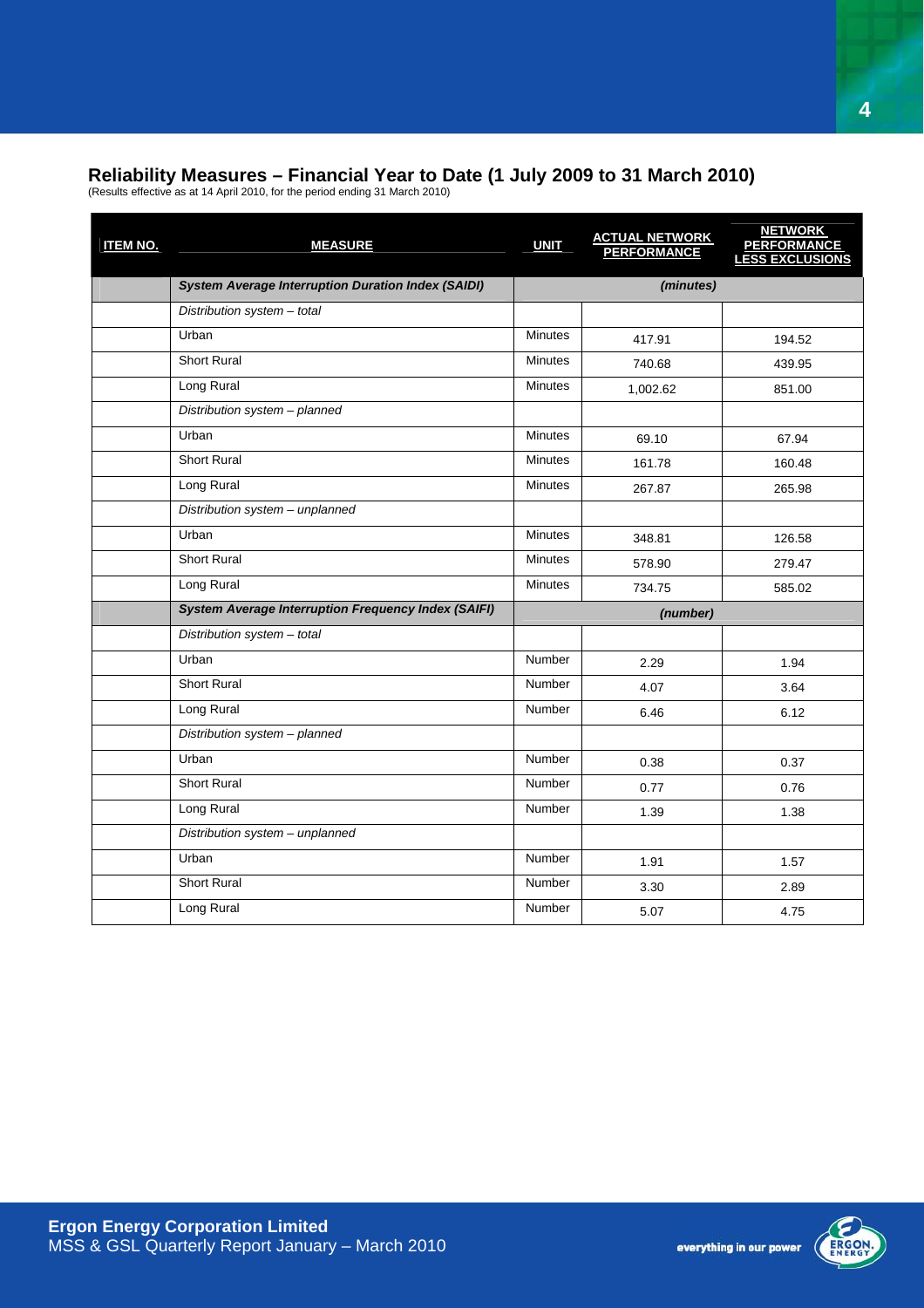## Reliability Measures – Financial Year to Date (1 July 2009 to 31 March 2010)

(Results effective as at 14 April 2010, for the period ending 31 March 2010)

| ITEM NO. | MEASURE | UNIT | ACTUAL NETWORK PERFORMANCE | NETWORK PERFORMANCE LESS EXCLUSIONS |
|---|---|---|---|---|
| | ***System Average Interruption Duration Index (SAIDI)*** | *(minutes)* | | |
| | *Distribution system – total* | | | |
| | Urban | Minutes | 417.91 | 194.52 |
| | Short Rural | Minutes | 740.68 | 439.95 |
| | Long Rural | Minutes | 1,002.62 | 851.00 |
| | *Distribution system – planned* | | | |
| | Urban | Minutes | 69.10 | 67.94 |
| | Short Rural | Minutes | 161.78 | 160.48 |
| | Long Rural | Minutes | 267.87 | 265.98 |
| | *Distribution system – unplanned* | | | |
| | Urban | Minutes | 348.81 | 126.58 |
| | Short Rural | Minutes | 578.90 | 279.47 |
| | Long Rural | Minutes | 734.75 | 585.02 |
| | ***System Average Interruption Frequency Index (SAIFI)*** | *(number)* | | |
| | *Distribution system – total* | | | |
| | Urban | Number | 2.29 | 1.94 |
| | Short Rural | Number | 4.07 | 3.64 |
| | Long Rural | Number | 6.46 | 6.12 |
| | *Distribution system – planned* | | | |
| | Urban | Number | 0.38 | 0.37 |
| | Short Rural | Number | 0.77 | 0.76 |
| | Long Rural | Number | 1.39 | 1.38 |
| | *Distribution system – unplanned* | | | |
| | Urban | Number | 1.91 | 1.57 |
| | Short Rural | Number | 3.30 | 2.89 |
| | Long Rural | Number | 5.07 | 4.75 |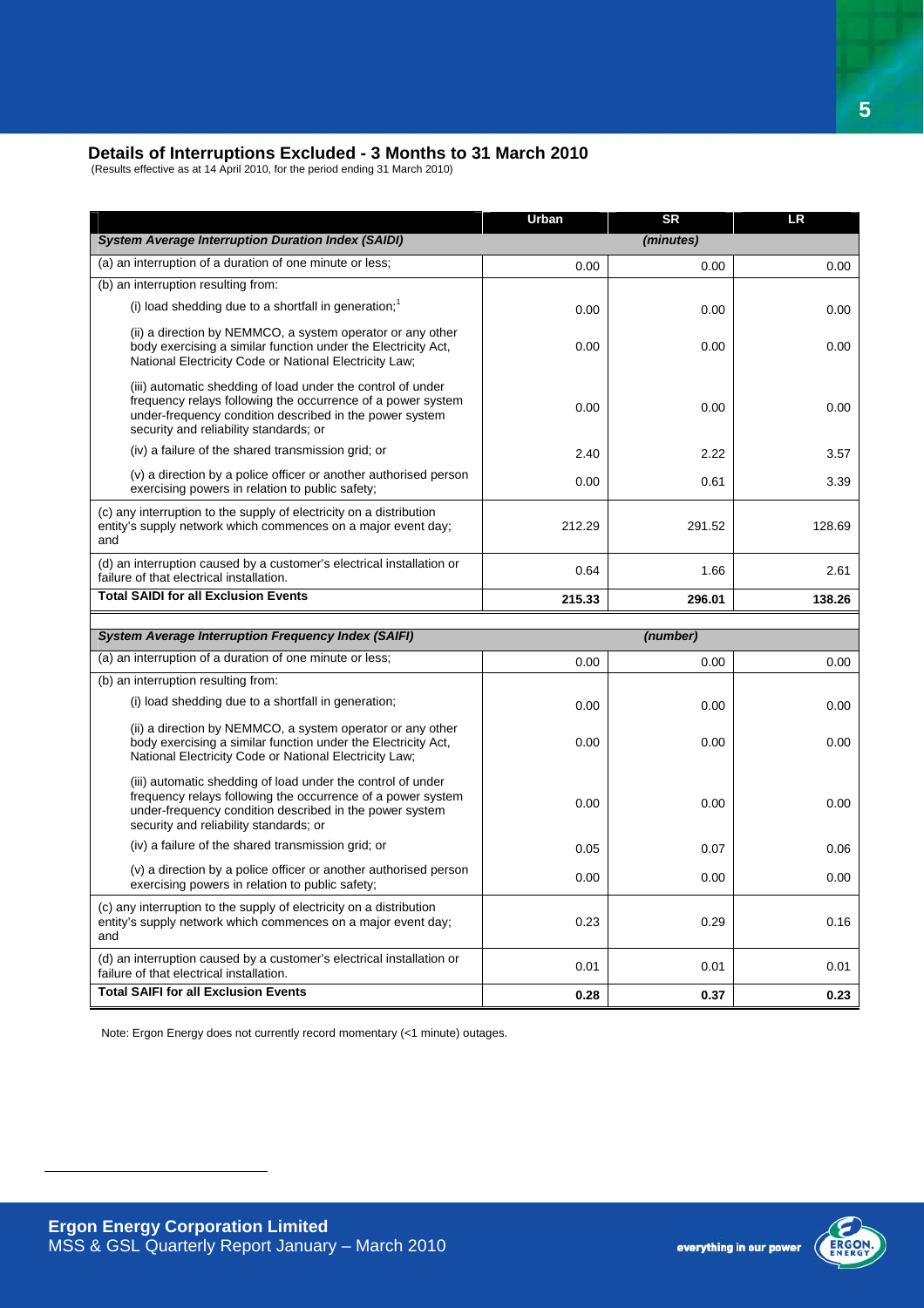## Details of Interruptions Excluded - 3 Months to 31 March 2010

(Results effective as at 14 April 2010, for the period ending 31 March 2010)

| | Urban | SR | LR |
|---|---|---|---|
| ***System Average Interruption Duration Index (SAIDI)*** | | *(minutes)* | |
| (a) an interruption of a duration of one minute or less; | 0.00 | 0.00 | 0.00 |
| (b) an interruption resulting from: | | | |
| (i) load shedding due to a shortfall in generation;[1] | 0.00 | 0.00 | 0.00 |
| (ii) a direction by NEMMCO, a system operator or any other body exercising a similar function under the Electricity Act, National Electricity Code or National Electricity Law; | 0.00 | 0.00 | 0.00 |
| (iii) automatic shedding of load under the control of under frequency relays following the occurrence of a power system under-frequency condition described in the power system security and reliability standards; or | 0.00 | 0.00 | 0.00 |
| (iv) a failure of the shared transmission grid; or | 2.40 | 2.22 | 3.57 |
| (v) a direction by a police officer or another authorised person exercising powers in relation to public safety; | 0.00 | 0.61 | 3.39 |
| (c) any interruption to the supply of electricity on a distribution entity's supply network which commences on a major event day; and | 212.29 | 291.52 | 128.69 |
| (d) an interruption caused by a customer's electrical installation or failure of that electrical installation. | 0.64 | 1.66 | 2.61 |
| **Total SAIDI for all Exclusion Events** | **215.33** | **296.01** | **138.26** |

| | Urban | SR | LR |
|---|---|---|---|
| ***System Average Interruption Frequency Index (SAIFI)*** | | *(number)* | |
| (a) an interruption of a duration of one minute or less; | 0.00 | 0.00 | 0.00 |
| (b) an interruption resulting from: | | | |
| (i) load shedding due to a shortfall in generation; | 0.00 | 0.00 | 0.00 |
| (ii) a direction by NEMMCO, a system operator or any other body exercising a similar function under the Electricity Act, National Electricity Code or National Electricity Law; | 0.00 | 0.00 | 0.00 |
| (iii) automatic shedding of load under the control of under frequency relays following the occurrence of a power system under-frequency condition described in the power system security and reliability standards; or | 0.00 | 0.00 | 0.00 |
| (iv) a failure of the shared transmission grid; or | 0.05 | 0.07 | 0.06 |
| (v) a direction by a police officer or another authorised person exercising powers in relation to public safety; | 0.00 | 0.00 | 0.00 |
| (c) any interruption to the supply of electricity on a distribution entity's supply network which commences on a major event day; and | 0.23 | 0.29 | 0.16 |
| (d) an interruption caused by a customer's electrical installation or failure of that electrical installation. | 0.01 | 0.01 | 0.01 |
| **Total SAIFI for all Exclusion Events** | **0.28** | **0.37** | **0.23** |

Note: Ergon Energy does not currently record momentary (<1 minute) outages.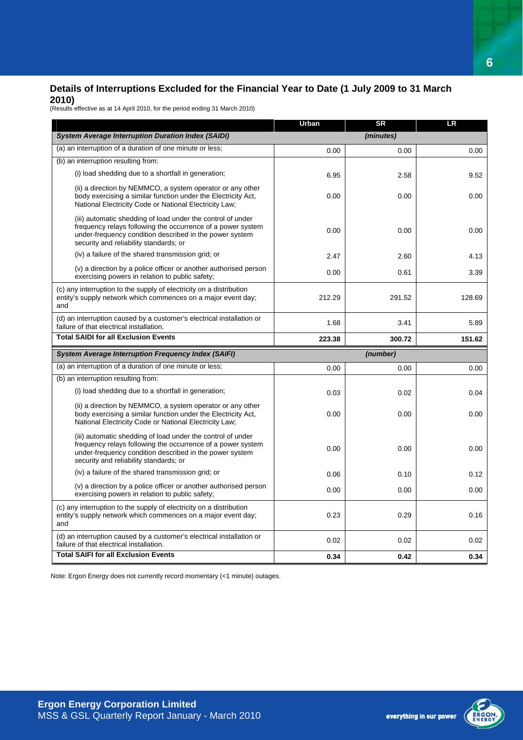## Details of Interruptions Excluded for the Financial Year to Date (1 July 2009 to 31 March 2010)

(Results effective as at 14 April 2010, for the period ending 31 March 2010)

| | Urban | SR | LR |
|---|---|---|---|
| ***System Average Interruption Duration Index (SAIDI)*** | | ***(minutes)*** | |
| (a) an interruption of a duration of one minute or less; | 0.00 | 0.00 | 0.00 |
| (b) an interruption resulting from: | | | |
| (i) load shedding due to a shortfall in generation; | 6.95 | 2.58 | 9.52 |
| (ii) a direction by NEMMCO, a system operator or any other body exercising a similar function under the Electricity Act, National Electricity Code or National Electricity Law; | 0.00 | 0.00 | 0.00 |
| (iii) automatic shedding of load under the control of under frequency relays following the occurrence of a power system under-frequency condition described in the power system security and reliability standards; or | 0.00 | 0.00 | 0.00 |
| (iv) a failure of the shared transmission grid; or | 2.47 | 2.60 | 4.13 |
| (v) a direction by a police officer or another authorised person exercising powers in relation to public safety; | 0.00 | 0.61 | 3.39 |
| (c) any interruption to the supply of electricity on a distribution entity's supply network which commences on a major event day; and | 212.29 | 291.52 | 128.69 |
| (d) an interruption caused by a customer's electrical installation or failure of that electrical installation. | 1.68 | 3.41 | 5.89 |
| **Total SAIDI for all Exclusion Events** | **223.38** | **300.72** | **151.62** |
| ***System Average Interruption Frequency Index (SAIFI)*** | | ***(number)*** | |
| (a) an interruption of a duration of one minute or less; | 0.00 | 0.00 | 0.00 |
| (b) an interruption resulting from: | | | |
| (i) load shedding due to a shortfall in generation; | 0.03 | 0.02 | 0.04 |
| (ii) a direction by NEMMCO, a system operator or any other body exercising a similar function under the Electricity Act, National Electricity Code or National Electricity Law; | 0.00 | 0.00 | 0.00 |
| (iii) automatic shedding of load under the control of under frequency relays following the occurrence of a power system under-frequency condition described in the power system security and reliability standards; or | 0.00 | 0.00 | 0.00 |
| (iv) a failure of the shared transmission grid; or | 0.06 | 0.10 | 0.12 |
| (v) a direction by a police officer or another authorised person exercising powers in relation to public safety; | 0.00 | 0.00 | 0.00 |
| (c) any interruption to the supply of electricity on a distribution entity's supply network which commences on a major event day; and | 0.23 | 0.29 | 0.16 |
| (d) an interruption caused by a customer's electrical installation or failure of that electrical installation. | 0.02 | 0.02 | 0.02 |
| **Total SAIFI for all Exclusion Events** | **0.34** | **0.42** | **0.34** |

Note: Ergon Energy does not currently record momentary (<1 minute) outages.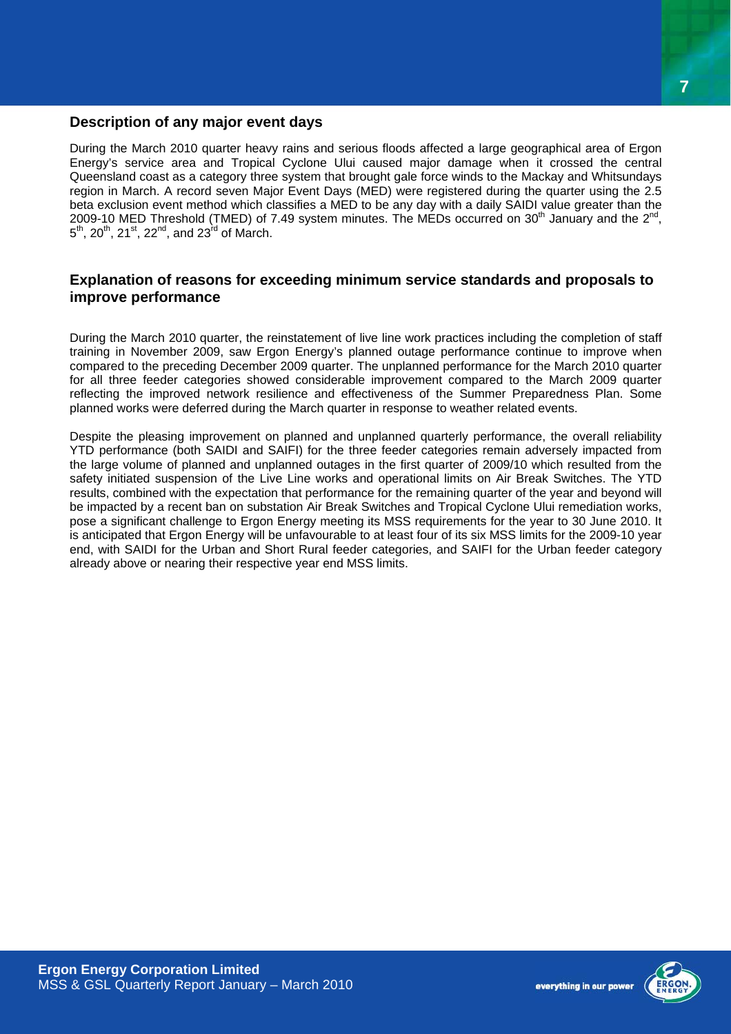## Description of any major event days

During the March 2010 quarter heavy rains and serious floods affected a large geographical area of Ergon Energy's service area and Tropical Cyclone Ului caused major damage when it crossed the central Queensland coast as a category three system that brought gale force winds to the Mackay and Whitsundays region in March. A record seven Major Event Days (MED) were registered during the quarter using the 2.5 beta exclusion event method which classifies a MED to be any day with a daily SAIDI value greater than the 2009-10 MED Threshold (TMED) of 7.49 system minutes. The MEDs occurred on 30th January and the 2nd, 5th, 20th, 21st, 22nd, and 23rd of March.

## Explanation of reasons for exceeding minimum service standards and proposals to improve performance

During the March 2010 quarter, the reinstatement of live line work practices including the completion of staff training in November 2009, saw Ergon Energy's planned outage performance continue to improve when compared to the preceding December 2009 quarter. The unplanned performance for the March 2010 quarter for all three feeder categories showed considerable improvement compared to the March 2009 quarter reflecting the improved network resilience and effectiveness of the Summer Preparedness Plan. Some planned works were deferred during the March quarter in response to weather related events.

Despite the pleasing improvement on planned and unplanned quarterly performance, the overall reliability YTD performance (both SAIDI and SAIFI) for the three feeder categories remain adversely impacted from the large volume of planned and unplanned outages in the first quarter of 2009/10 which resulted from the safety initiated suspension of the Live Line works and operational limits on Air Break Switches. The YTD results, combined with the expectation that performance for the remaining quarter of the year and beyond will be impacted by a recent ban on substation Air Break Switches and Tropical Cyclone Ului remediation works, pose a significant challenge to Ergon Energy meeting its MSS requirements for the year to 30 June 2010. It is anticipated that Ergon Energy will be unfavourable to at least four of its six MSS limits for the 2009-10 year end, with SAIDI for the Urban and Short Rural feeder categories, and SAIFI for the Urban feeder category already above or nearing their respective year end MSS limits.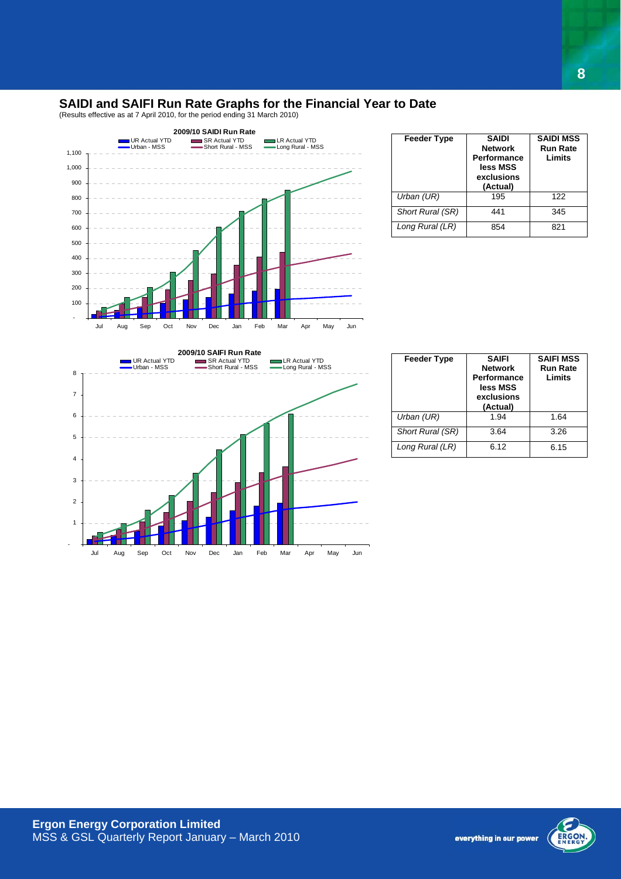## SAIDI and SAIFI Run Rate Graphs for the Financial Year to Date

(Results effective as at 7 April 2010, for the period ending 31 March 2010)

| Feeder Type | SAIDI Network Performance less MSS exclusions (Actual) | SAIDI MSS Run Rate Limits |
|---|---|---|
| *Urban (UR)* | 195 | 122 |
| *Short Rural (SR)* | 441 | 345 |
| *Long Rural (LR)* | 854 | 821 |

| Feeder Type | SAIFI Network Performance less MSS exclusions (Actual) | SAIFI MSS Run Rate Limits |
|---|---|---|
| *Urban (UR)* | 1.94 | 1.64 |
| *Short Rural (SR)* | 3.64 | 3.26 |
| *Long Rural (LR)* | 6.12 | 6.15 |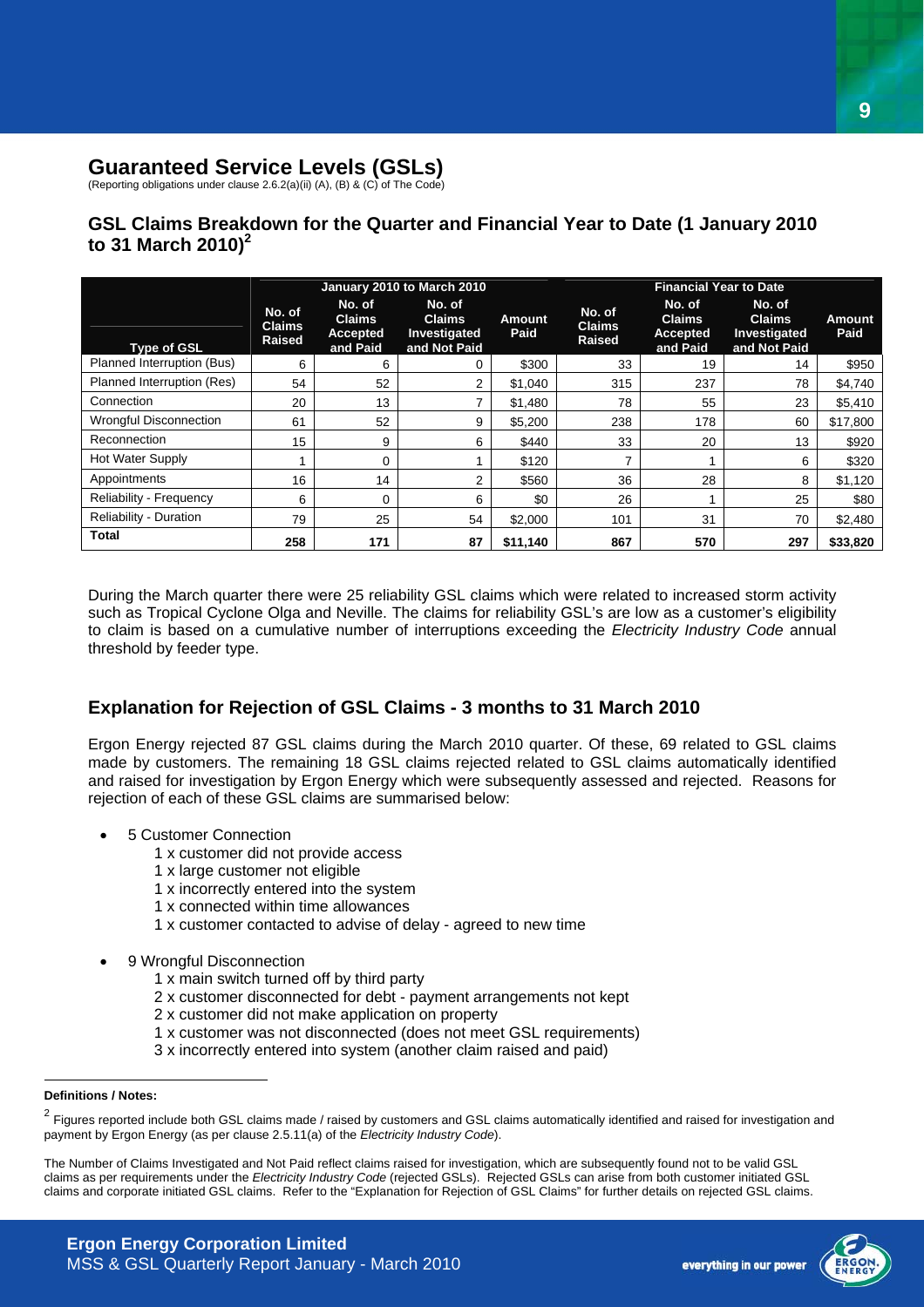# Guaranteed Service Levels (GSLs)

(Reporting obligations under clause 2.6.2(a)(ii) (A), (B) & (C) of The Code)

## GSL Claims Breakdown for the Quarter and Financial Year to Date (1 January 2010 to 31 March 2010)[2]

| | January 2010 to March 2010 | | | | Financial Year to Date | | | |
|---|---|---|---|---|---|---|---|---|
| Type of GSL | No. of Claims Raised | No. of Claims Accepted and Paid | No. of Claims Investigated and Not Paid | Amount Paid | No. of Claims Raised | No. of Claims Accepted and Paid | No. of Claims Investigated and Not Paid | Amount Paid |
| Planned Interruption (Bus) | 6 | 6 | 0 | $300 | 33 | 19 | 14 | $950 |
| Planned Interruption (Res) | 54 | 52 | 2 | $1,040 | 315 | 237 | 78 | $4,740 |
| Connection | 20 | 13 | 7 | $1,480 | 78 | 55 | 23 | $5,410 |
| Wrongful Disconnection | 61 | 52 | 9 | $5,200 | 238 | 178 | 60 | $17,800 |
| Reconnection | 15 | 9 | 6 | $440 | 33 | 20 | 13 | $920 |
| Hot Water Supply | 1 | 0 | 1 | $120 | 7 | 1 | 6 | $320 |
| Appointments | 16 | 14 | 2 | $560 | 36 | 28 | 8 | $1,120 |
| Reliability - Frequency | 6 | 0 | 6 | $0 | 26 | 1 | 25 | $80 |
| Reliability - Duration | 79 | 25 | 54 | $2,000 | 101 | 31 | 70 | $2,480 |
| **Total** | **258** | **171** | **87** | **$11,140** | **867** | **570** | **297** | **$33,820** |

During the March quarter there were 25 reliability GSL claims which were related to increased storm activity such as Tropical Cyclone Olga and Neville. The claims for reliability GSL's are low as a customer's eligibility to claim is based on a cumulative number of interruptions exceeding the *Electricity Industry Code* annual threshold by feeder type.

## Explanation for Rejection of GSL Claims - 3 months to 31 March 2010

Ergon Energy rejected 87 GSL claims during the March 2010 quarter. Of these, 69 related to GSL claims made by customers. The remaining 18 GSL claims rejected related to GSL claims automatically identified and raised for investigation by Ergon Energy which were subsequently assessed and rejected. Reasons for rejection of each of these GSL claims are summarised below:

- 5 Customer Connection
  - 1 x customer did not provide access
  - 1 x large customer not eligible
  - 1 x incorrectly entered into the system
  - 1 x connected within time allowances
  - 1 x customer contacted to advise of delay - agreed to new time
- 9 Wrongful Disconnection
  - 1 x main switch turned off by third party
  - 2 x customer disconnected for debt - payment arrangements not kept
  - 2 x customer did not make application on property
  - 1 x customer was not disconnected (does not meet GSL requirements)
  - 3 x incorrectly entered into system (another claim raised and paid)

**Definitions / Notes:**

[2] Figures reported include both GSL claims made / raised by customers and GSL claims automatically identified and raised for investigation and payment by Ergon Energy (as per clause 2.5.11(a) of the *Electricity Industry Code*).

The Number of Claims Investigated and Not Paid reflect claims raised for investigation, which are subsequently found not to be valid GSL claims as per requirements under the *Electricity Industry Code* (rejected GSLs). Rejected GSLs can arise from both customer initiated GSL claims and corporate initiated GSL claims. Refer to the "Explanation for Rejection of GSL Claims" for further details on rejected GSL claims.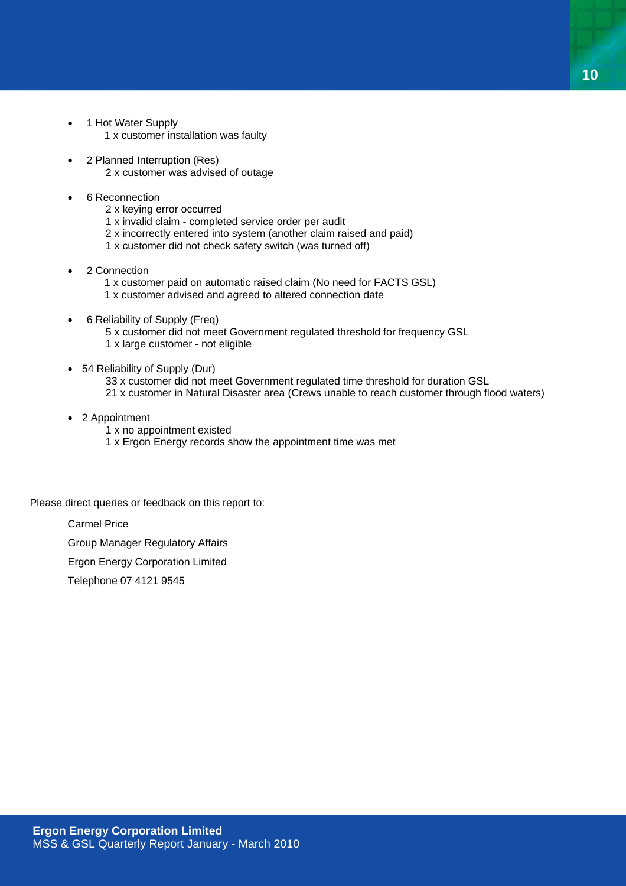- 1 Hot Water Supply
  - 1 x customer installation was faulty
- 2 Planned Interruption (Res)
  - 2 x customer was advised of outage
- 6 Reconnection
  - 2 x keying error occurred
  - 1 x invalid claim - completed service order per audit
  - 2 x incorrectly entered into system (another claim raised and paid)
  - 1 x customer did not check safety switch (was turned off)
- 2 Connection
  - 1 x customer paid on automatic raised claim (No need for FACTS GSL)
  - 1 x customer advised and agreed to altered connection date
- 6 Reliability of Supply (Freq)
  - 5 x customer did not meet Government regulated threshold for frequency GSL
  - 1 x large customer - not eligible
- 54 Reliability of Supply (Dur)
  - 33 x customer did not meet Government regulated time threshold for duration GSL
  - 21 x customer in Natural Disaster area (Crews unable to reach customer through flood waters)
- 2 Appointment
  - 1 x no appointment existed
  - 1 x Ergon Energy records show the appointment time was met

Please direct queries or feedback on this report to:

Carmel Price

Group Manager Regulatory Affairs

Ergon Energy Corporation Limited

Telephone 07 4121 9545